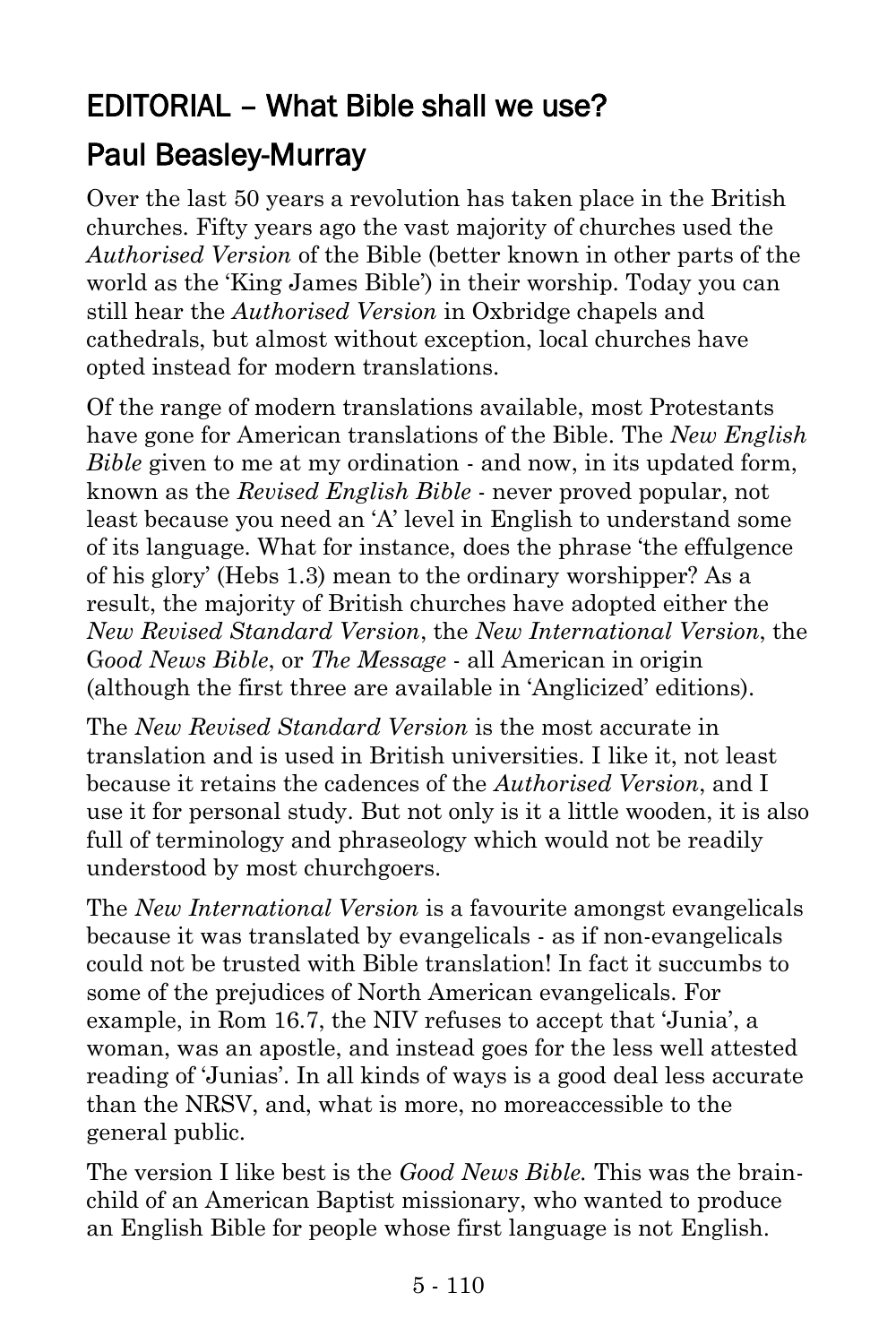## EDITORIAL – What Bible shall we use?

## Paul Beasley-Murray

Over the last 50 years a revolution has taken place in the British churches. Fifty years ago the vast majority of churches used the *Authorised Version* of the Bible (better known in other parts of the world as the 'King James Bible') in their worship. Today you can still hear the *Authorised Version* in Oxbridge chapels and cathedrals, but almost without exception, local churches have opted instead for modern translations.

Of the range of modern translations available, most Protestants have gone for American translations of the Bible. The *New English Bible* given to me at my ordination - and now, in its updated form, known as the *Revised English Bible* - never proved popular, not least because you need an 'A' level in English to understand some of its language. What for instance, does the phrase 'the effulgence of his glory' (Hebs 1.3) mean to the ordinary worshipper? As a result, the majority of British churches have adopted either the *New Revised Standard Version*, the *New International Version*, the *Good News Bible*, or *The Message* - all American in origin (although the first three are available in 'Anglicized' editions).

The *New Revised Standard Version* is the most accurate in translation and is used in British universities. I like it, not least because it retains the cadences of the *Authorised Version*, and I use it for personal study. But not only is it a little wooden, it is also full of terminology and phraseology which would not be readily understood by most churchgoers.

The *New International Version* is a favourite amongst evangelicals because it was translated by evangelicals - as if non-evangelicals could not be trusted with Bible translation! In fact it succumbs to some of the prejudices of North American evangelicals. For example, in Rom 16.7, the NIV refuses to accept that 'Junia', a woman, was an apostle, and instead goes for the less well attested reading of 'Junias'. In all kinds of ways is a good deal less accurate than the NRSV, and, what is more, no moreaccessible to the general public.

The version I like best is the *Good News Bible.* This was the brain-child of an American Baptist missionary, who wanted to produce an English Bible for people whose first language is not English.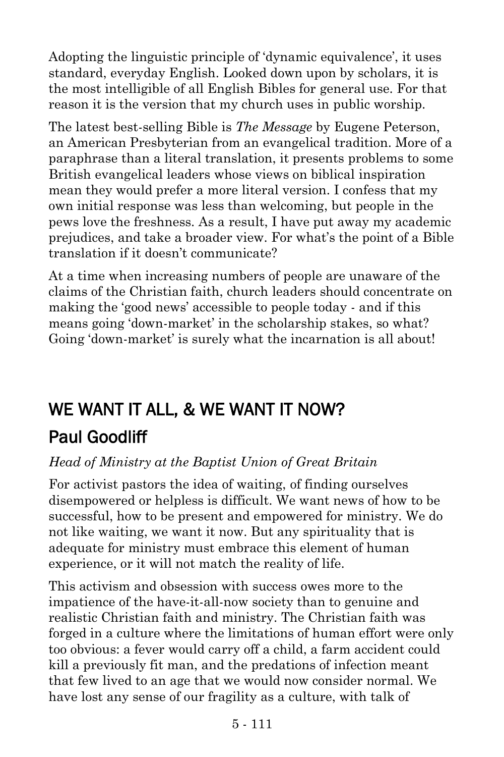Adopting the linguistic principle of 'dynamic equivalence', it uses standard, everyday English. Looked down upon by scholars, it is the most intelligible of all English Bibles for general use. For that reason it is the version that my church uses in public worship.

The latest best-selling Bible is *The Message* by Eugene Peterson, an American Presbyterian from an evangelical tradition. More of a paraphrase than a literal translation, it presents problems to some British evangelical leaders whose views on biblical inspiration mean they would prefer a more literal version. I confess that my own initial response was less than welcoming, but people in the pews love the freshness. As a result, I have put away my academic prejudices, and take a broader view. For what's the point of a Bible translation if it doesn't communicate?

At a time when increasing numbers of people are unaware of the claims of the Christian faith, church leaders should concentrate on making the 'good news' accessible to people today - and if this means going 'down-market' in the scholarship stakes, so what? Going 'down-market' is surely what the incarnation is all about!

## WE WANT IT ALL, & WE WANT IT NOW?

## Paul Goodliff

*Head of Ministry at the Baptist Union of Great Britain*

For activist pastors the idea of waiting, of finding ourselves disempowered or helpless is difficult. We want news of how to be successful, how to be present and empowered for ministry. We do not like waiting, we want it now. But any spirituality that is adequate for ministry must embrace this element of human experience, or it will not match the reality of life.

This activism and obsession with success owes more to the impatience of the have-it-all-now society than to genuine and realistic Christian faith and ministry. The Christian faith was forged in a culture where the limitations of human effort were only too obvious: a fever would carry off a child, a farm accident could kill a previously fit man, and the predations of infection meant that few lived to an age that we would now consider normal. We have lost any sense of our fragility as a culture, with talk of